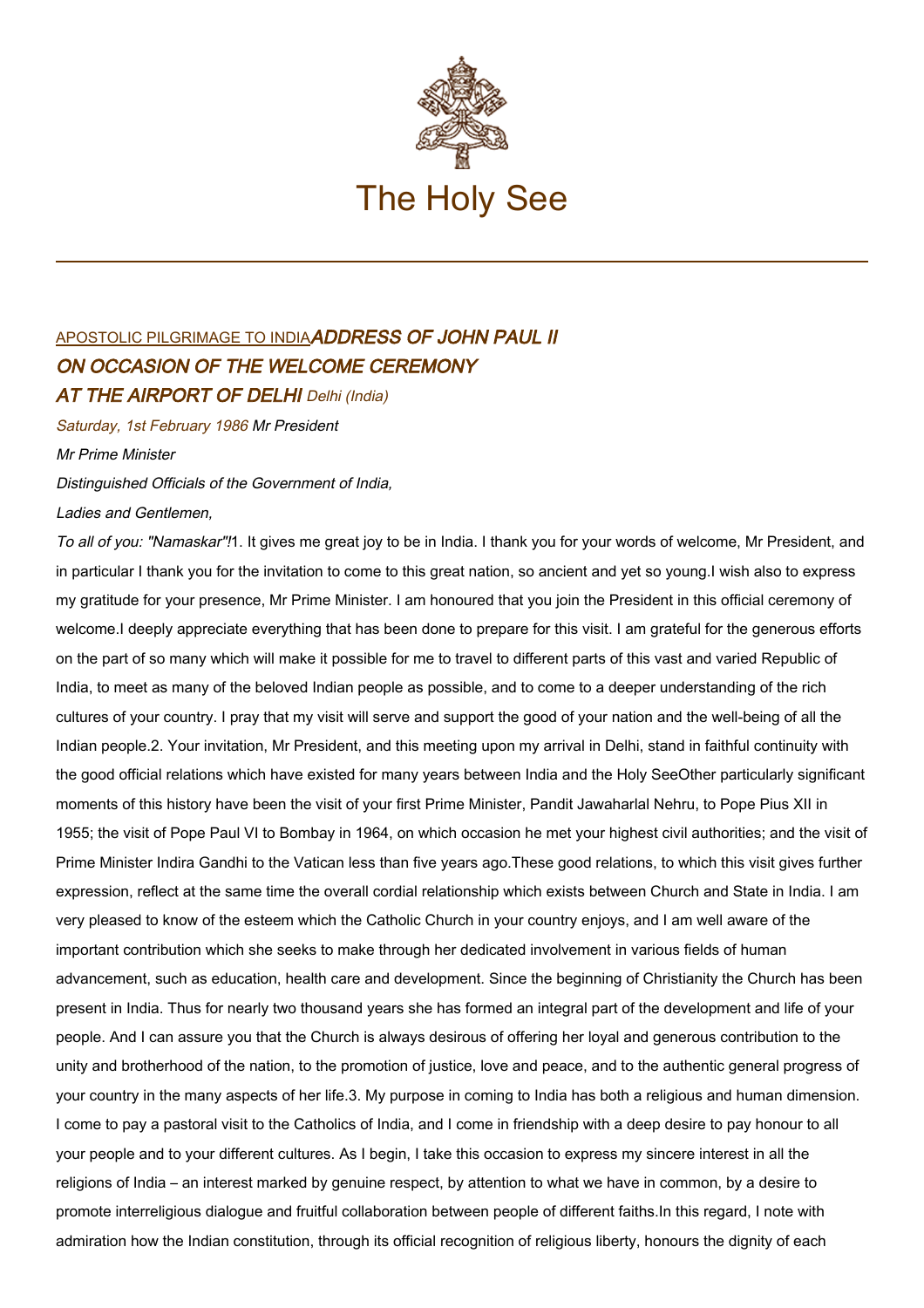# The Holy See

APOSTOLIC PILGRIMAGE TO INDIA

## *ADDRESS OF JOHN PAUL II ON OCCASION OF THE WELCOME CEREMONY AT THE AIRPORT OF DELHI*

*Delhi (India)*

*Saturday, 1st February 1986*

*Mr President*

*Mr Prime Minister*

*Distinguished Officials of the Government of India,*

*Ladies and Gentlemen,*

*To all of you: "Namaskar"!*

1. It gives me great joy to be in India. I thank you for your words of welcome, Mr President, and in particular I thank you for the invitation to come to this great nation, so ancient and yet so young.

I wish also to express my gratitude for your presence, Mr Prime Minister. I am honoured that you join the President in this official ceremony of welcome.

I deeply appreciate everything that has been done to prepare for this visit. I am grateful for the generous efforts on the part of so many which will make it possible for me to travel to different parts of this vast and varied Republic of India, to meet as many of the beloved Indian people as possible, and to come to a deeper understanding of the rich cultures of your country. I pray that my visit will serve and support the good of your nation and the well-being of all the Indian people.

2. Your invitation, Mr President, and this meeting upon my arrival in Delhi, stand in faithful continuity with the good official relations which have existed for many years between India and the Holy See

Other particularly significant moments of this history have been the visit of your first Prime Minister, Pandit Jawaharlal Nehru, to Pope Pius XII in 1955; the visit of Pope Paul VI to Bombay in 1964, on which occasion he met your highest civil authorities; and the visit of Prime Minister Indira Gandhi to the Vatican less than five years ago.

These good relations, to which this visit gives further expression, reflect at the same time the overall cordial relationship which exists between Church and State in India. I am very pleased to know of the esteem which the Catholic Church in your country enjoys, and I am well aware of the important contribution which she seeks to make through her dedicated involvement in various fields of human advancement, such as education, health care and development. Since the beginning of Christianity the Church has been present in India. Thus for nearly two thousand years she has formed an integral part of the development and life of your people. And I can assure you that the Church is always desirous of offering her loyal and generous contribution to the unity and brotherhood of the nation, to the promotion of justice, love and peace, and to the authentic general progress of your country in the many aspects of her life.

3. My purpose in coming to India has both a religious and human dimension. I come to pay a pastoral visit to the Catholics of India, and I come in friendship with a deep desire to pay honour to all your people and to your different cultures. As I begin, I take this occasion to express my sincere interest in all the religions of India – an interest marked by genuine respect, by attention to what we have in common, by a desire to promote interreligious dialogue and fruitful collaboration between people of different faiths.

In this regard, I note with admiration how the Indian constitution, through its official recognition of religious liberty, honours the dignity of each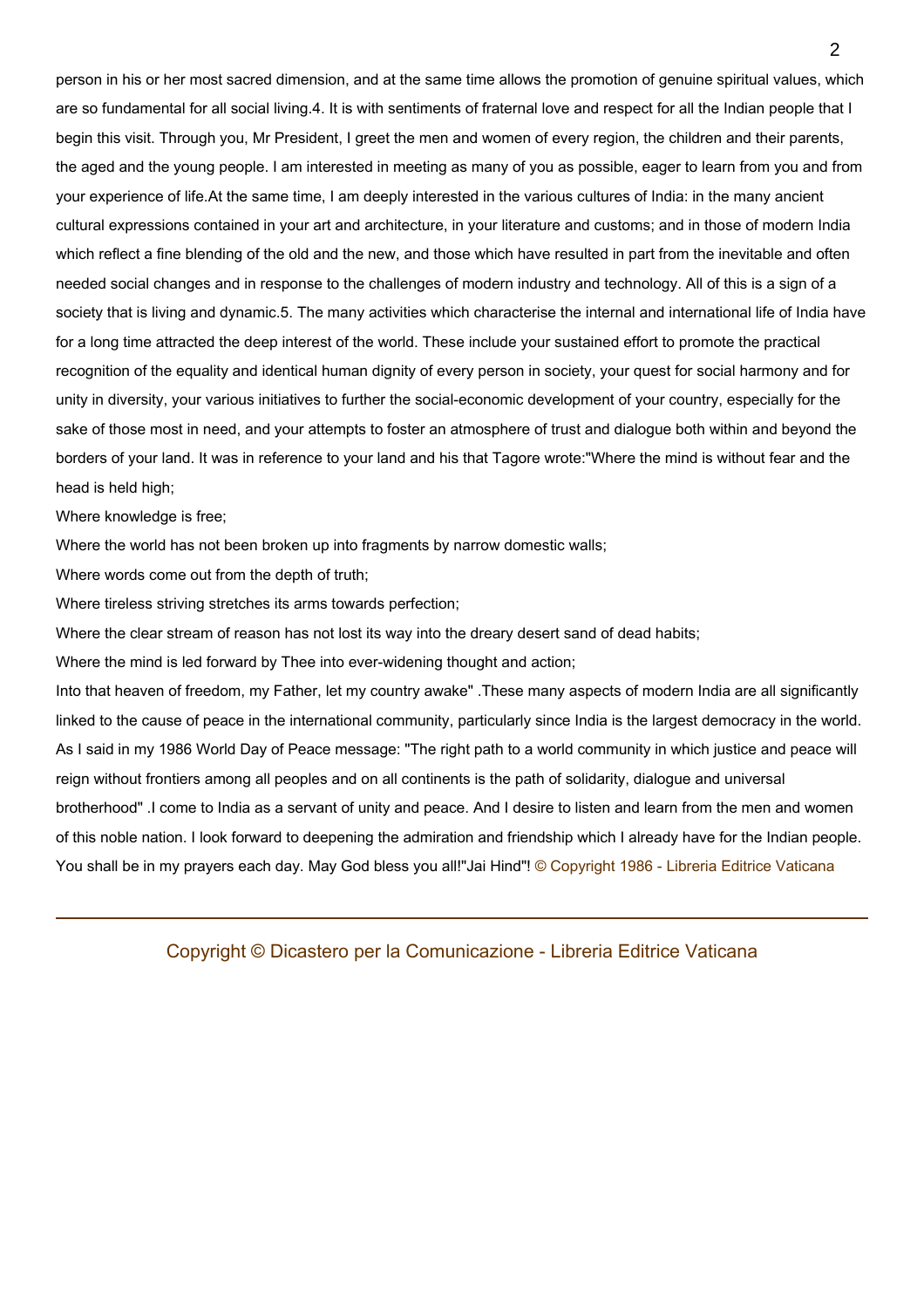person in his or her most sacred dimension, and at the same time allows the promotion of genuine spiritual values, which are so fundamental for all social living.4. It is with sentiments of fraternal love and respect for all the Indian people that I begin this visit. Through you, Mr President, I greet the men and women of every region, the children and their parents, the aged and the young people. I am interested in meeting as many of you as possible, eager to learn from you and from your experience of life.At the same time, I am deeply interested in the various cultures of India: in the many ancient cultural expressions contained in your art and architecture, in your literature and customs; and in those of modern India which reflect a fine blending of the old and the new, and those which have resulted in part from the inevitable and often needed social changes and in response to the challenges of modern industry and technology. All of this is a sign of a society that is living and dynamic.5. The many activities which characterise the internal and international life of India have for a long time attracted the deep interest of the world. These include your sustained effort to promote the practical recognition of the equality and identical human dignity of every person in society, your quest for social harmony and for unity in diversity, your various initiatives to further the social-economic development of your country, especially for the sake of those most in need, and your attempts to foster an atmosphere of trust and dialogue both within and beyond the borders of your land. It was in reference to your land and his that Tagore wrote:"Where the mind is without fear and the head is held high;

Where knowledge is free;

Where the world has not been broken up into fragments by narrow domestic walls;

Where words come out from the depth of truth;

Where tireless striving stretches its arms towards perfection;

Where the clear stream of reason has not lost its way into the dreary desert sand of dead habits;

Where the mind is led forward by Thee into ever-widening thought and action;

Into that heaven of freedom, my Father, let my country awake" .These many aspects of modern India are all significantly linked to the cause of peace in the international community, particularly since India is the largest democracy in the world. As I said in my 1986 World Day of Peace message: "The right path to a world community in which justice and peace will reign without frontiers among all peoples and on all continents is the path of solidarity, dialogue and universal brotherhood" .I come to India as a servant of unity and peace. And I desire to listen and learn from the men and women of this noble nation. I look forward to deepening the admiration and friendship which I already have for the Indian people. You shall be in my prayers each day. May God bless you all!"Jai Hind"! © Copyright 1986 - Libreria Editrice Vaticana

---

Copyright © Dicastero per la Comunicazione - Libreria Editrice Vaticana